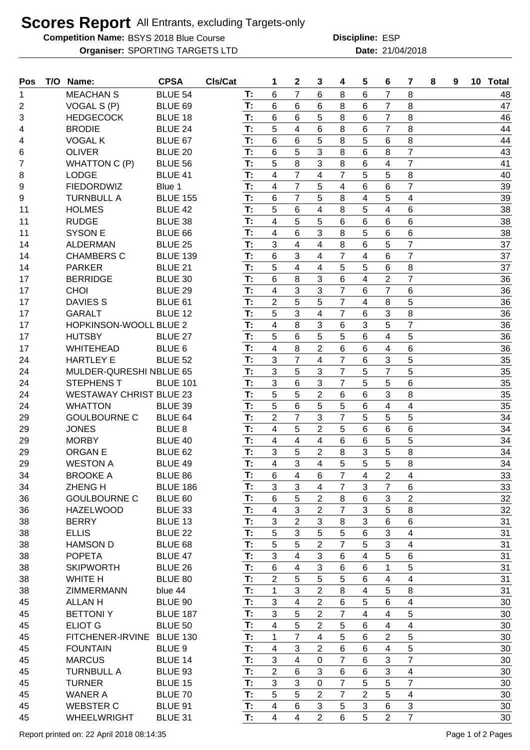# Scores Report All Entrants, excluding Targets-only

**Competition Name:** BSYS 2018 Blue Course **Discipline:** ESP

**Organiser:** SPORTING TARGETS LTD **Date:** 21/04/2018

| Pos | T/O | Name: | CPSA | Cls/Cat | | 1 | 2 | 3 | 4 | 5 | 6 | 7 | 8 | 9 | 10 | Total |
|---|---|---|---|---|---|---|---|---|---|---|---|---|---|---|---|---|
| 1 | | MEACHAN S | BLUE 54 | | T: | 6 | 7 | 6 | 8 | 6 | 7 | 8 | | | | 48 |
| 2 | | VOGAL S (P) | BLUE 69 | | T: | 6 | 6 | 6 | 8 | 6 | 7 | 8 | | | | 47 |
| 3 | | HEDGECOCK | BLUE 18 | | T: | 6 | 6 | 5 | 8 | 6 | 7 | 8 | | | | 46 |
| 4 | | BRODIE | BLUE 24 | | T: | 5 | 4 | 6 | 8 | 6 | 7 | 8 | | | | 44 |
| 4 | | VOGAL K | BLUE 67 | | T: | 6 | 6 | 5 | 8 | 5 | 6 | 8 | | | | 44 |
| 6 | | OLIVER | BLUE 20 | | T: | 6 | 5 | 3 | 8 | 6 | 8 | 7 | | | | 43 |
| 7 | | WHATTON C (P) | BLUE 56 | | T: | 5 | 8 | 3 | 8 | 6 | 4 | 7 | | | | 41 |
| 8 | | LODGE | BLUE 41 | | T: | 4 | 7 | 4 | 7 | 5 | 5 | 8 | | | | 40 |
| 9 | | FIEDORDWIZ | Blue 1 | | T: | 4 | 7 | 5 | 4 | 6 | 6 | 7 | | | | 39 |
| 9 | | TURNBULL A | BLUE 155 | | T: | 6 | 7 | 5 | 8 | 4 | 5 | 4 | | | | 39 |
| 11 | | HOLMES | BLUE 42 | | T: | 5 | 6 | 4 | 8 | 5 | 4 | 6 | | | | 38 |
| 11 | | RUDGE | BLUE 38 | | T: | 4 | 5 | 5 | 6 | 6 | 6 | 6 | | | | 38 |
| 11 | | SYSON E | BLUE 66 | | T: | 4 | 6 | 3 | 8 | 5 | 6 | 6 | | | | 38 |
| 14 | | ALDERMAN | BLUE 25 | | T: | 3 | 4 | 4 | 8 | 6 | 5 | 7 | | | | 37 |
| 14 | | CHAMBERS C | BLUE 139 | | T: | 6 | 3 | 4 | 7 | 4 | 6 | 7 | | | | 37 |
| 14 | | PARKER | BLUE 21 | | T: | 5 | 4 | 4 | 5 | 5 | 6 | 8 | | | | 37 |
| 17 | | BERRIDGE | BLUE 30 | | T: | 6 | 8 | 3 | 6 | 4 | 2 | 7 | | | | 36 |
| 17 | | CHOI | BLUE 29 | | T: | 4 | 3 | 3 | 7 | 6 | 7 | 6 | | | | 36 |
| 17 | | DAVIES S | BLUE 61 | | T: | 2 | 5 | 5 | 7 | 4 | 8 | 5 | | | | 36 |
| 17 | | GARALT | BLUE 12 | | T: | 5 | 3 | 4 | 7 | 6 | 3 | 8 | | | | 36 |
| 17 | | HOPKINSON-WOOLL | BLUE 2 | | T: | 4 | 8 | 3 | 6 | 3 | 5 | 7 | | | | 36 |
| 17 | | HUTSBY | BLUE 27 | | T: | 5 | 6 | 5 | 5 | 6 | 4 | 5 | | | | 36 |
| 17 | | WHITEHEAD | BLUE 6 | | T: | 4 | 8 | 2 | 6 | 6 | 4 | 6 | | | | 36 |
| 24 | | HARTLEY E | BLUE 52 | | T: | 3 | 7 | 4 | 7 | 6 | 3 | 5 | | | | 35 |
| 24 | | MULDER-QURESHI N | BLUE 65 | | T: | 3 | 5 | 3 | 7 | 5 | 7 | 5 | | | | 35 |
| 24 | | STEPHENS T | BLUE 101 | | T: | 3 | 6 | 3 | 7 | 5 | 5 | 6 | | | | 35 |
| 24 | | WESTAWAY CHRIST | BLUE 23 | | T: | 5 | 5 | 2 | 6 | 6 | 3 | 8 | | | | 35 |
| 24 | | WHATTON | BLUE 39 | | T: | 5 | 6 | 5 | 5 | 6 | 4 | 4 | | | | 35 |
| 29 | | GOULBOURNE C | BLUE 64 | | T: | 2 | 7 | 3 | 7 | 5 | 5 | 5 | | | | 34 |
| 29 | | JONES | BLUE 8 | | T: | 4 | 5 | 2 | 5 | 6 | 6 | 6 | | | | 34 |
| 29 | | MORBY | BLUE 40 | | T: | 4 | 4 | 4 | 6 | 6 | 5 | 5 | | | | 34 |
| 29 | | ORGAN E | BLUE 62 | | T: | 3 | 5 | 2 | 8 | 3 | 5 | 8 | | | | 34 |
| 29 | | WESTON A | BLUE 49 | | T: | 4 | 3 | 4 | 5 | 5 | 5 | 8 | | | | 34 |
| 34 | | BROOKE A | BLUE 86 | | T: | 6 | 4 | 6 | 7 | 4 | 2 | 4 | | | | 33 |
| 34 | | ZHENG H | BLUE 186 | | T: | 3 | 3 | 4 | 7 | 3 | 7 | 6 | | | | 33 |
| 36 | | GOULBOURNE C | BLUE 60 | | T: | 6 | 5 | 2 | 8 | 6 | 3 | 2 | | | | 32 |
| 36 | | HAZELWOOD | BLUE 33 | | T: | 4 | 3 | 2 | 7 | 3 | 5 | 8 | | | | 32 |
| 38 | | BERRY | BLUE 13 | | T: | 3 | 2 | 3 | 8 | 3 | 6 | 6 | | | | 31 |
| 38 | | ELLIS | BLUE 22 | | T: | 5 | 3 | 5 | 5 | 6 | 3 | 4 | | | | 31 |
| 38 | | HAMSON D | BLUE 68 | | T: | 5 | 5 | 2 | 7 | 5 | 3 | 4 | | | | 31 |
| 38 | | POPETA | BLUE 47 | | T: | 3 | 4 | 3 | 6 | 4 | 5 | 6 | | | | 31 |
| 38 | | SKIPWORTH | BLUE 26 | | T: | 6 | 4 | 3 | 6 | 6 | 1 | 5 | | | | 31 |
| 38 | | WHITE H | BLUE 80 | | T: | 2 | 5 | 5 | 5 | 6 | 4 | 4 | | | | 31 |
| 38 | | ZIMMERMANN | blue 44 | | T: | 1 | 3 | 2 | 8 | 4 | 5 | 8 | | | | 31 |
| 45 | | ALLAN H | BLUE 90 | | T: | 3 | 4 | 2 | 6 | 5 | 6 | 4 | | | | 30 |
| 45 | | BETTONI Y | BLUE 187 | | T: | 3 | 5 | 2 | 7 | 4 | 4 | 5 | | | | 30 |
| 45 | | ELIOT G | BLUE 50 | | T: | 4 | 5 | 2 | 5 | 6 | 4 | 4 | | | | 30 |
| 45 | | FITCHENER-IRVINE | BLUE 130 | | T: | 1 | 7 | 4 | 5 | 6 | 2 | 5 | | | | 30 |
| 45 | | FOUNTAIN | BLUE 9 | | T: | 4 | 3 | 2 | 6 | 6 | 4 | 5 | | | | 30 |
| 45 | | MARCUS | BLUE 14 | | T: | 3 | 4 | 0 | 7 | 6 | 3 | 7 | | | | 30 |
| 45 | | TURNBULL A | BLUE 93 | | T: | 2 | 6 | 3 | 6 | 6 | 3 | 4 | | | | 30 |
| 45 | | TURNER | BLUE 15 | | T: | 3 | 3 | 0 | 7 | 5 | 5 | 7 | | | | 30 |
| 45 | | WANER A | BLUE 70 | | T: | 5 | 5 | 2 | 7 | 2 | 5 | 4 | | | | 30 |
| 45 | | WEBSTER C | BLUE 91 | | T: | 4 | 6 | 3 | 5 | 3 | 6 | 3 | | | | 30 |
| 45 | | WHEELWRIGHT | BLUE 31 | | T: | 4 | 4 | 2 | 6 | 5 | 2 | 7 | | | | 30 |

Report printed on: 22 April 2018 08:14:35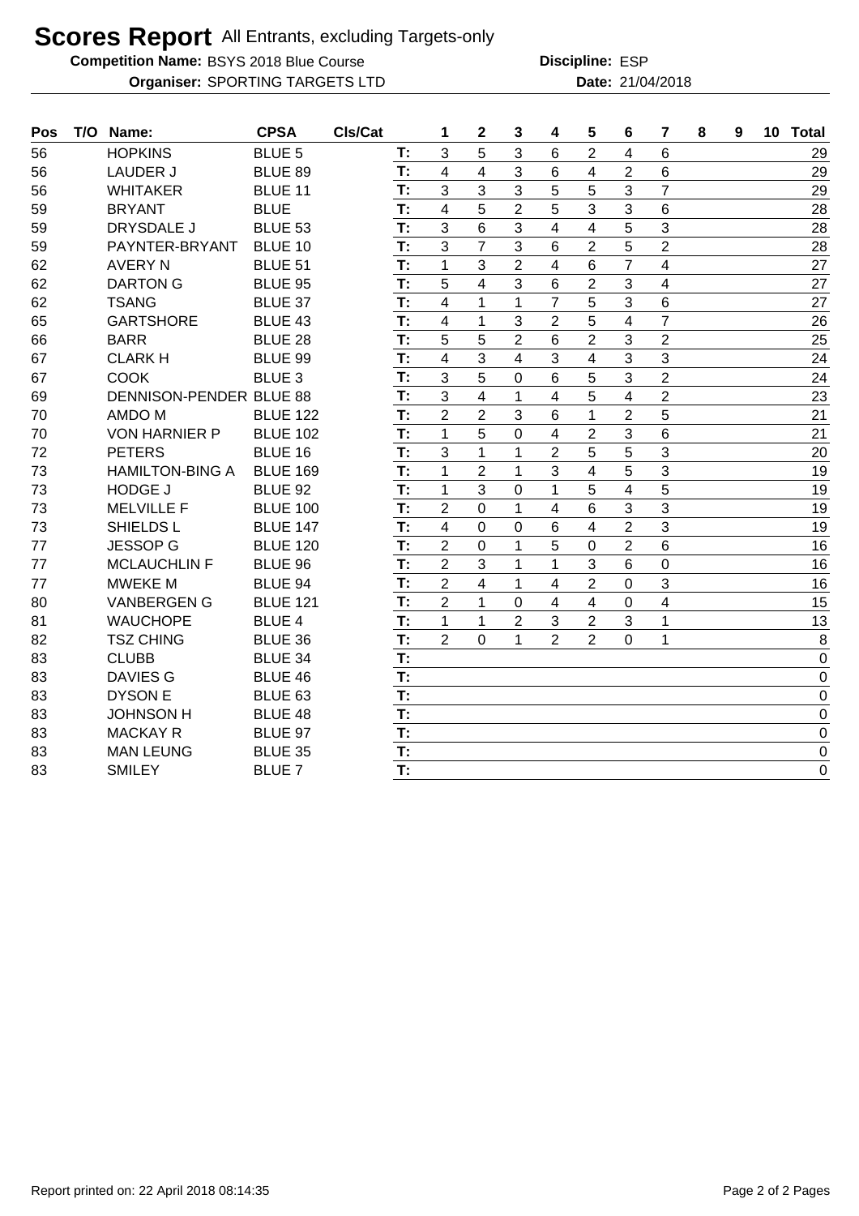# Scores Report All Entrants, excluding Targets-only

**Competition Name:** BSYS 2018 Blue Course **Discipline:** ESP

**Organiser:** SPORTING TARGETS LTD **Date:** 21/04/2018

| Pos | T/O | Name: | CPSA | Cls/Cat | | 1 | 2 | 3 | 4 | 5 | 6 | 7 | 8 | 9 | 10 | Total |
|---|---|---|---|---|---|---|---|---|---|---|---|---|---|---|---|---|
| 56 | | HOPKINS | BLUE 5 | | T: | 3 | 5 | 3 | 6 | 2 | 4 | 6 | | | | 29 |
| 56 | | LAUDER J | BLUE 89 | | T: | 4 | 4 | 3 | 6 | 4 | 2 | 6 | | | | 29 |
| 56 | | WHITAKER | BLUE 11 | | T: | 3 | 3 | 3 | 5 | 5 | 3 | 7 | | | | 29 |
| 59 | | BRYANT | BLUE | | T: | 4 | 5 | 2 | 5 | 3 | 3 | 6 | | | | 28 |
| 59 | | DRYSDALE J | BLUE 53 | | T: | 3 | 6 | 3 | 4 | 4 | 5 | 3 | | | | 28 |
| 59 | | PAYNTER-BRYANT | BLUE 10 | | T: | 3 | 7 | 3 | 6 | 2 | 5 | 2 | | | | 28 |
| 62 | | AVERY N | BLUE 51 | | T: | 1 | 3 | 2 | 4 | 6 | 7 | 4 | | | | 27 |
| 62 | | DARTON G | BLUE 95 | | T: | 5 | 4 | 3 | 6 | 2 | 3 | 4 | | | | 27 |
| 62 | | TSANG | BLUE 37 | | T: | 4 | 1 | 1 | 7 | 5 | 3 | 6 | | | | 27 |
| 65 | | GARTSHORE | BLUE 43 | | T: | 4 | 1 | 3 | 2 | 5 | 4 | 7 | | | | 26 |
| 66 | | BARR | BLUE 28 | | T: | 5 | 5 | 2 | 6 | 2 | 3 | 2 | | | | 25 |
| 67 | | CLARK H | BLUE 99 | | T: | 4 | 3 | 4 | 3 | 4 | 3 | 3 | | | | 24 |
| 67 | | COOK | BLUE 3 | | T: | 3 | 5 | 0 | 6 | 5 | 3 | 2 | | | | 24 |
| 69 | | DENNISON-PENDER | BLUE 88 | | T: | 3 | 4 | 1 | 4 | 5 | 4 | 2 | | | | 23 |
| 70 | | AMDO M | BLUE 122 | | T: | 2 | 2 | 3 | 6 | 1 | 2 | 5 | | | | 21 |
| 70 | | VON HARNIER P | BLUE 102 | | T: | 1 | 5 | 0 | 4 | 2 | 3 | 6 | | | | 21 |
| 72 | | PETERS | BLUE 16 | | T: | 3 | 1 | 1 | 2 | 5 | 5 | 3 | | | | 20 |
| 73 | | HAMILTON-BING A | BLUE 169 | | T: | 1 | 2 | 1 | 3 | 4 | 5 | 3 | | | | 19 |
| 73 | | HODGE J | BLUE 92 | | T: | 1 | 3 | 0 | 1 | 5 | 4 | 5 | | | | 19 |
| 73 | | MELVILLE F | BLUE 100 | | T: | 2 | 0 | 1 | 4 | 6 | 3 | 3 | | | | 19 |
| 73 | | SHIELDS L | BLUE 147 | | T: | 4 | 0 | 0 | 6 | 4 | 2 | 3 | | | | 19 |
| 77 | | JESSOP G | BLUE 120 | | T: | 2 | 0 | 1 | 5 | 0 | 2 | 6 | | | | 16 |
| 77 | | MCLAUCHLIN F | BLUE 96 | | T: | 2 | 3 | 1 | 1 | 3 | 6 | 0 | | | | 16 |
| 77 | | MWEKE M | BLUE 94 | | T: | 2 | 4 | 1 | 4 | 2 | 0 | 3 | | | | 16 |
| 80 | | VANBERGEN G | BLUE 121 | | T: | 2 | 1 | 0 | 4 | 4 | 0 | 4 | | | | 15 |
| 81 | | WAUCHOPE | BLUE 4 | | T: | 1 | 1 | 2 | 3 | 2 | 3 | 1 | | | | 13 |
| 82 | | TSZ CHING | BLUE 36 | | T: | 2 | 0 | 1 | 2 | 2 | 0 | 1 | | | | 8 |
| 83 | | CLUBB | BLUE 34 | | T: | | | | | | | | | | | 0 |
| 83 | | DAVIES G | BLUE 46 | | T: | | | | | | | | | | | 0 |
| 83 | | DYSON E | BLUE 63 | | T: | | | | | | | | | | | 0 |
| 83 | | JOHNSON H | BLUE 48 | | T: | | | | | | | | | | | 0 |
| 83 | | MACKAY R | BLUE 97 | | T: | | | | | | | | | | | 0 |
| 83 | | MAN LEUNG | BLUE 35 | | T: | | | | | | | | | | | 0 |
| 83 | | SMILEY | BLUE 7 | | T: | | | | | | | | | | | 0 |

Report printed on: 22 April 2018 08:14:35